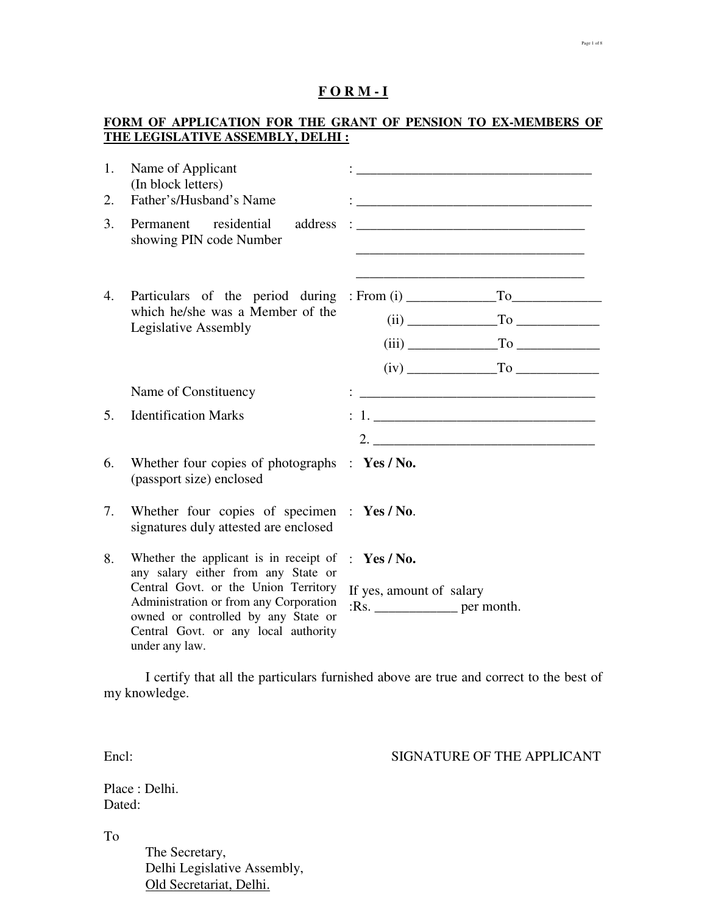# F O R M - I

**FORM OF APPLICATION FOR THE GRANT OF PENSION TO EX-MEMBERS OF THE LEGISLATIVE ASSEMBLY, DELHI :**

| | | |
|---|---|---|
| 1. | Name of Applicant (In block letters) | : ___________________________________ |
| 2. | Father's/Husband's Name | : ___________________________________ |
| 3. | Permanent residential address showing PIN code Number | : ___________________________________<br>___________________________________<br>___________________________________ |
| 4. | Particulars of the period during which he/she was a Member of the Legislative Assembly | : From (i) ____________ To ____________<br>(ii) ____________ To ____________<br>(iii) ____________ To ____________<br>(iv) ____________ To ____________ |
| | Name of Constituency | : ___________________________________ |
| 5. | Identification Marks | : 1. ________________________________<br>2. ________________________________ |
| 6. | Whether four copies of photographs (passport size) enclosed | : **Yes / No.** |
| 7. | Whether four copies of specimen signatures duly attested are enclosed | : **Yes / No**. |
| 8. | Whether the applicant is in receipt of any salary either from any State or Central Govt. or the Union Territory Administration or from any Corporation owned or controlled by any State or Central Govt. or any local authority under any law. | : **Yes / No.**<br>If yes, amount of salary<br>:Rs. ____________ per month. |

I certify that all the particulars furnished above are true and correct to the best of my knowledge.

Encl:

SIGNATURE OF THE APPLICANT

Place : Delhi.
Dated:

To

The Secretary,
Delhi Legislative Assembly,
Old Secretariat, Delhi.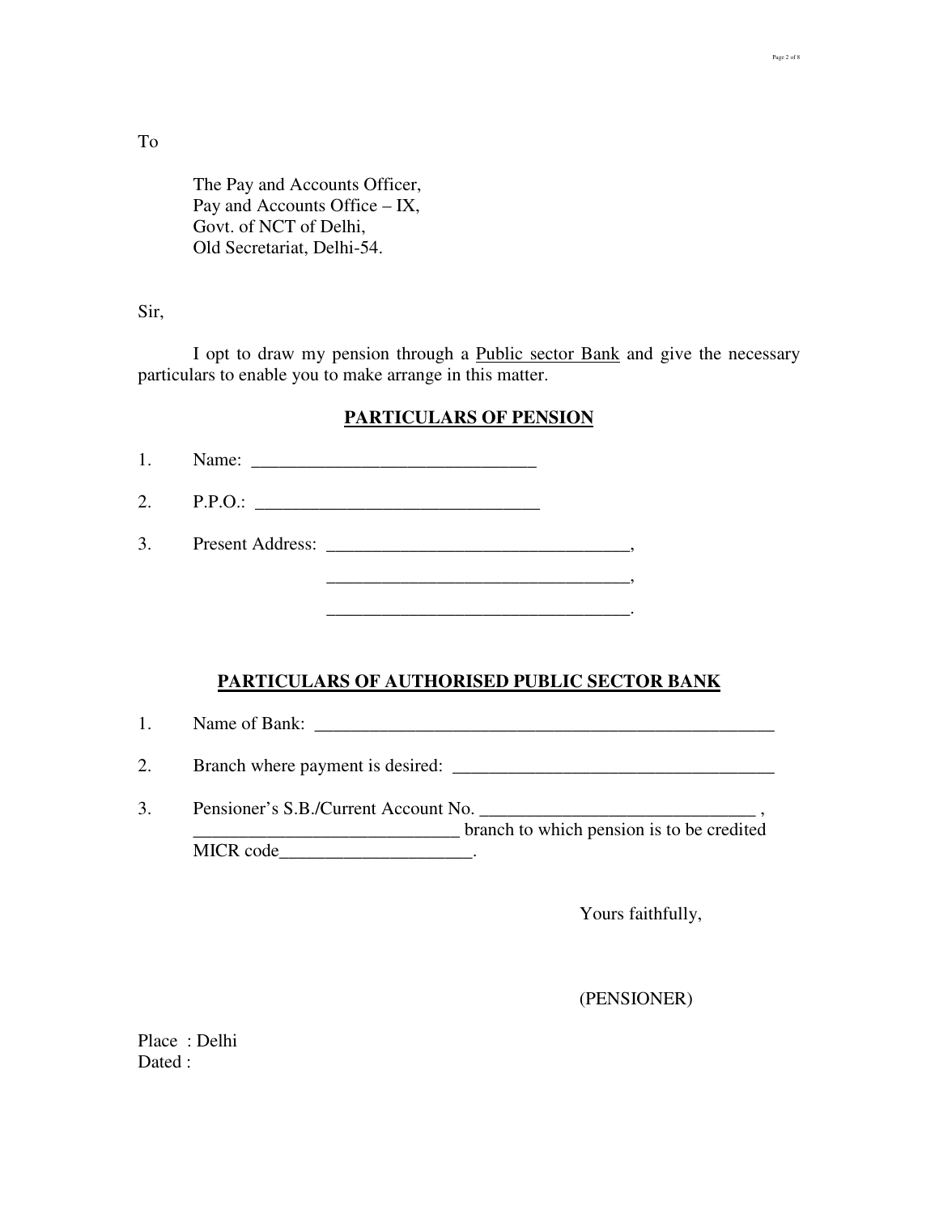To

The Pay and Accounts Officer,
Pay and Accounts Office – IX,
Govt. of NCT of Delhi,
Old Secretariat, Delhi-54.

Sir,

I opt to draw my pension through a <u>Public sector Bank</u> and give the necessary particulars to enable you to make arrange in this matter.

## PARTICULARS OF PENSION

1. Name: _______________________________
2. P.P.O.: _______________________________
3. Present Address: _________________________________,
   _________________________________,
   _________________________________.

## PARTICULARS OF AUTHORISED PUBLIC SECTOR BANK

1. Name of Bank: __________________________________________________
2. Branch where payment is desired: ___________________________________
3. Pensioner's S.B./Current Account No. ______________________________ , _____________________________ branch to which pension is to be credited MICR code_____________________.

Yours faithfully,

(PENSIONER)

Place : Delhi
Dated :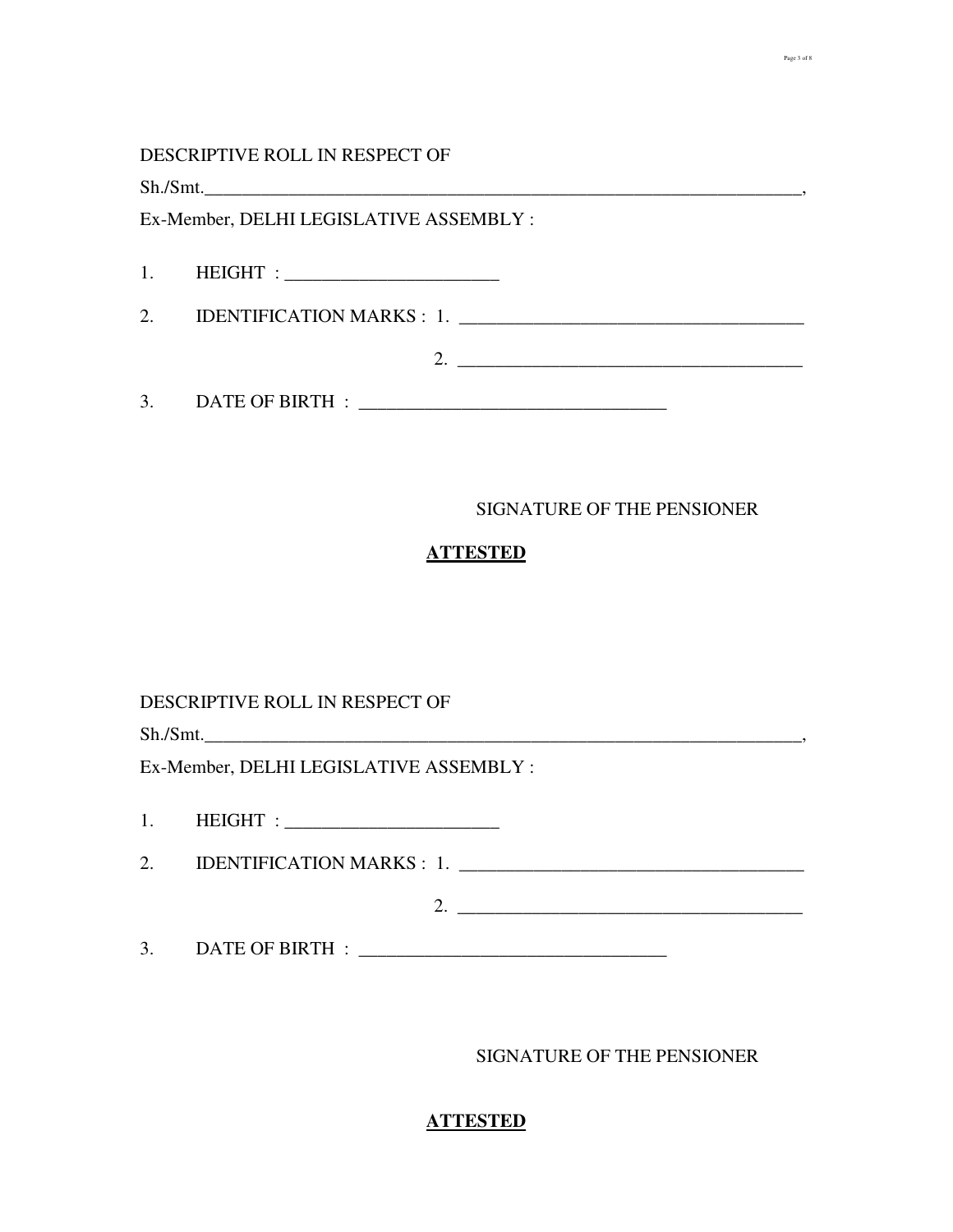DESCRIPTIVE ROLL IN RESPECT OF

Sh./Smt.______________________________________________________________________,

Ex-Member, DELHI LEGISLATIVE ASSEMBLY :

1. HEIGHT : ______________________

2. IDENTIFICATION MARKS : 1. ____________________________________

   2. ____________________________________

3. DATE OF BIRTH : ________________________________

SIGNATURE OF THE PENSIONER

**ATTESTED**

DESCRIPTIVE ROLL IN RESPECT OF

Sh./Smt.______________________________________________________________________,

Ex-Member, DELHI LEGISLATIVE ASSEMBLY :

1. HEIGHT : ______________________

2. IDENTIFICATION MARKS : 1. ____________________________________

   2. ____________________________________

3. DATE OF BIRTH : ________________________________

SIGNATURE OF THE PENSIONER

**ATTESTED**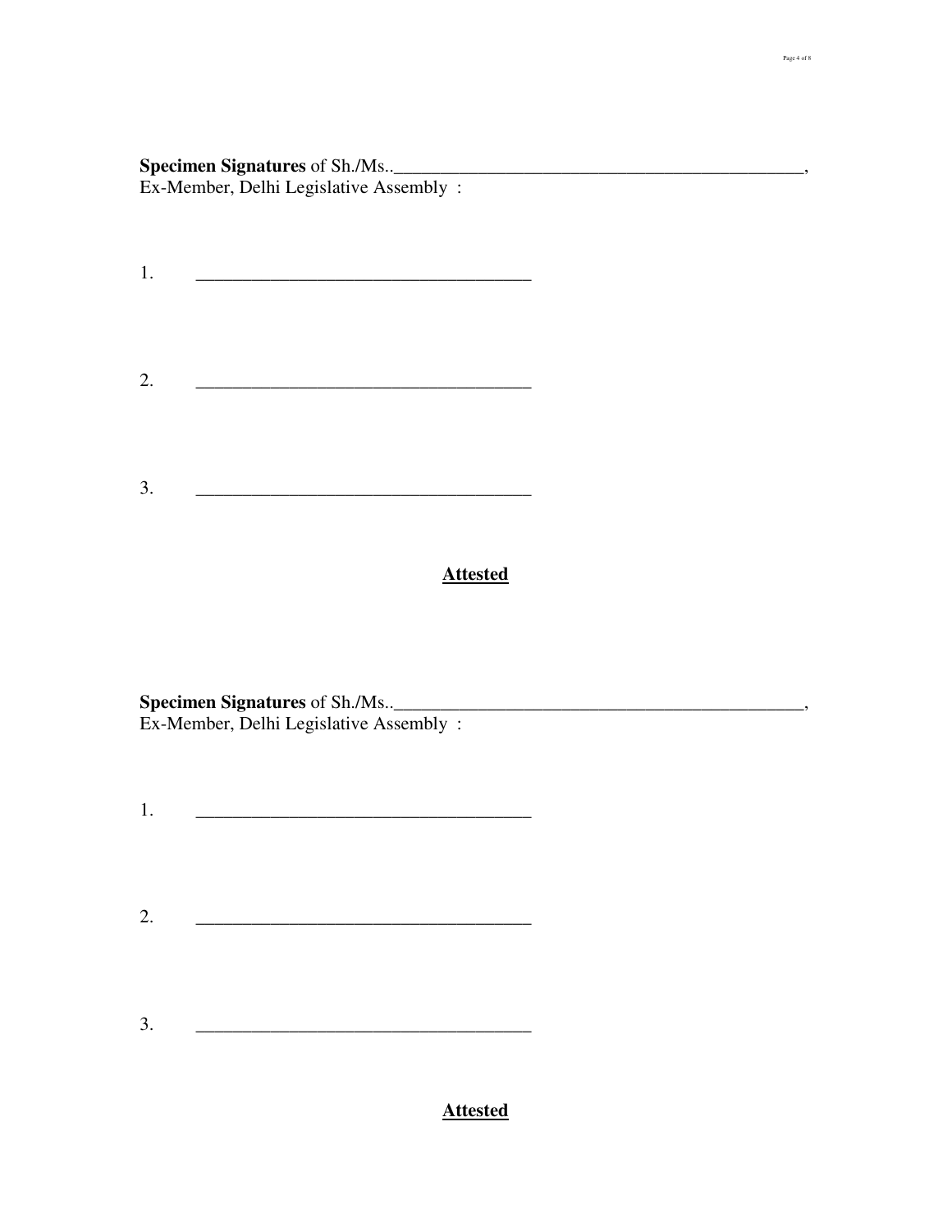**Specimen Signatures** of Sh./Ms..______________________________________________,
Ex-Member, Delhi Legislative Assembly :

1. ____________________________________

2. ____________________________________

3. ____________________________________

**Attested**

**Specimen Signatures** of Sh./Ms..______________________________________________,
Ex-Member, Delhi Legislative Assembly :

1. ____________________________________

2. ____________________________________

3. ____________________________________

**Attested**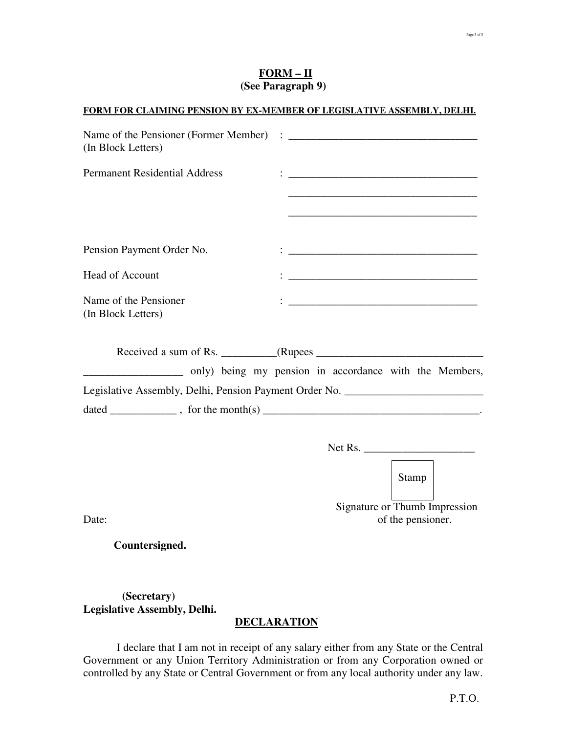**FORM – II**
**(See Paragraph 9)**

**FORM FOR CLAIMING PENSION BY EX-MEMBER OF LEGISLATIVE ASSEMBLY, DELHI.**

Name of the Pensioner (Former Member) (In Block Letters) : ___________________________________

Permanent Residential Address : ___________________________________
___________________________________
___________________________________

Pension Payment Order No. : ___________________________________

Head of Account : ___________________________________

Name of the Pensioner (In Block Letters) : ___________________________________

Received a sum of Rs. __________(Rupees ______________________________ _________________ only) being my pension in accordance with the Members, Legislative Assembly, Delhi, Pension Payment Order No. _________________________ dated ____________ , for the month(s) _______________________________________.

Net Rs. ____________________

Stamp

Signature or Thumb Impression of the pensioner.

Date:

**Countersigned.**

**(Secretary)**
**Legislative Assembly, Delhi.**

**DECLARATION**

I declare that I am not in receipt of any salary either from any State or the Central Government or any Union Territory Administration or from any Corporation owned or controlled by any State or Central Government or from any local authority under any law.

P.T.O.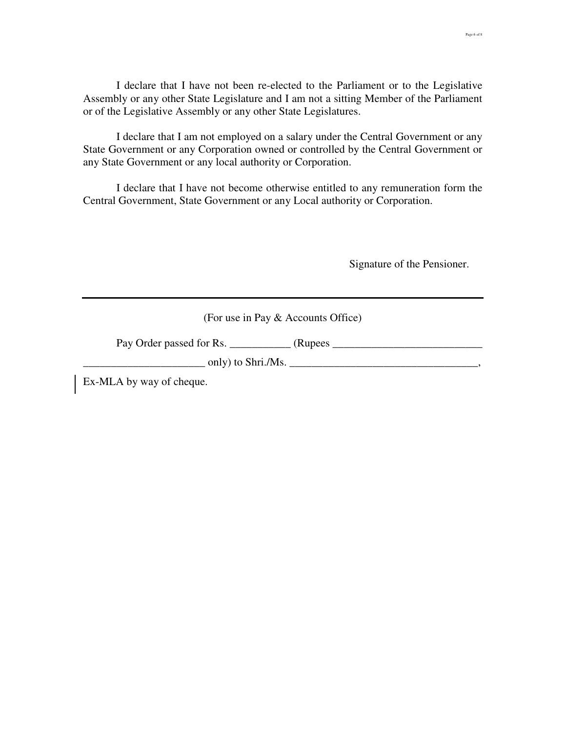I declare that I have not been re-elected to the Parliament or to the Legislative Assembly or any other State Legislature and I am not a sitting Member of the Parliament or of the Legislative Assembly or any other State Legislatures.

I declare that I am not employed on a salary under the Central Government or any State Government or any Corporation owned or controlled by the Central Government or any State Government or any local authority or Corporation.

I declare that I have not become otherwise entitled to any remuneration form the Central Government, State Government or any Local authority or Corporation.

Signature of the Pensioner.

---

(For use in Pay & Accounts Office)

Pay Order passed for Rs. ___________ (Rupees ___________________________ ______________________ only) to Shri./Ms. __________________________________, Ex-MLA by way of cheque.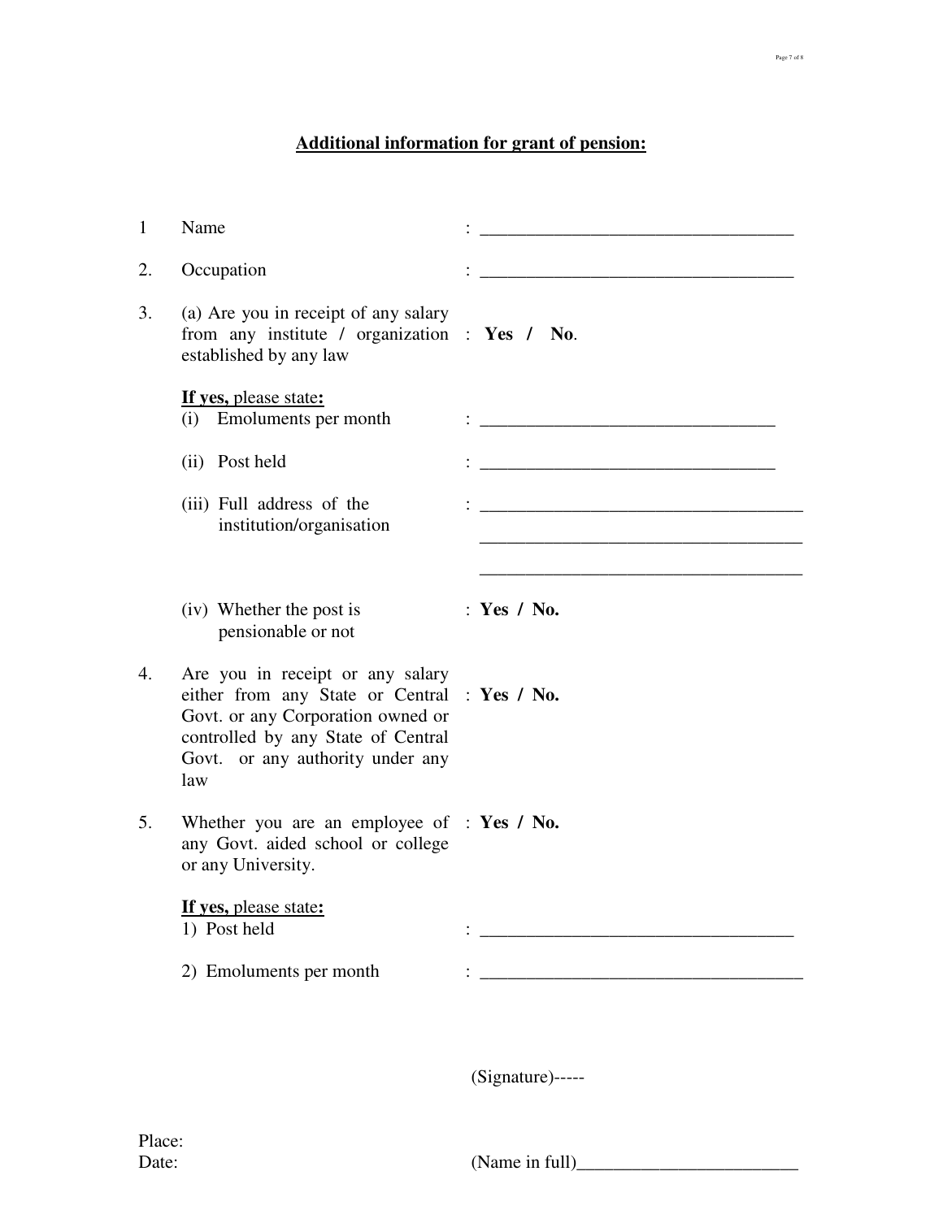## Additional information for grant of pension:

1 Name : ___________________________________

2. Occupation : ___________________________________

3. (a) Are you in receipt of any salary from any institute / organization established by any law : **Yes / No**.

   **If yes,** please state**:**

   (i) Emoluments per month : _________________________________

   (ii) Post held : _________________________________

   (iii) Full address of the institution/organisation : ___________________________________
   ___________________________________
   ___________________________________

   (iv) Whether the post is pensionable or not : **Yes / No.**

4. Are you in receipt or any salary either from any State or Central Govt. or any Corporation owned or controlled by any State of Central Govt. or any authority under any law : **Yes / No.**

5. Whether you are an employee of any Govt. aided school or college or any University. : **Yes / No.**

   **If yes,** please state**:**

   1) Post held : ___________________________________

   2) Emoluments per month : ___________________________________

(Signature)-----

Place:

Date:

(Name in full)________________________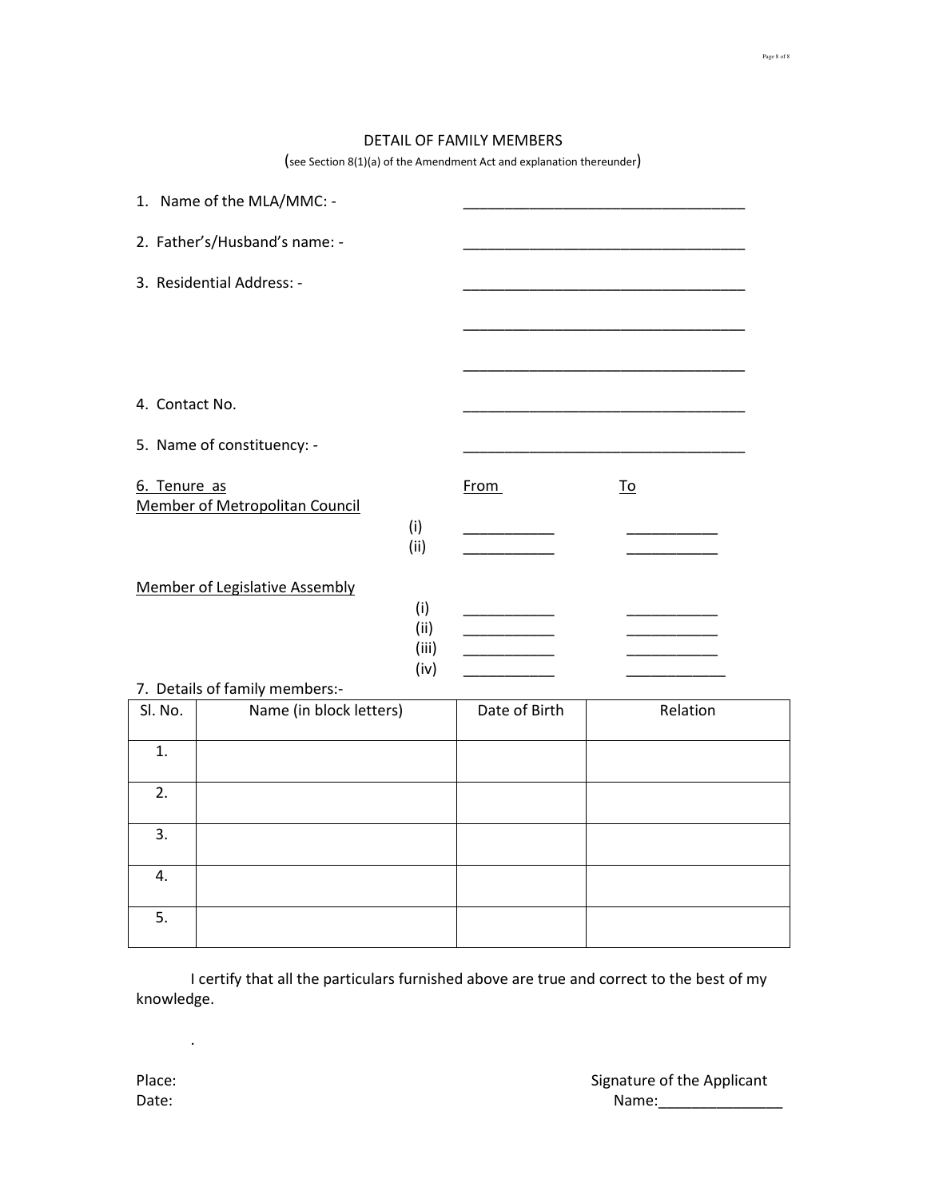# DETAIL OF FAMILY MEMBERS

(see Section 8(1)(a) of the Amendment Act and explanation thereunder)

1. Name of the MLA/MMC: - ___________________________________

2. Father's/Husband's name: - ___________________________________

3. Residential Address: - ___________________________________

   ___________________________________

   ___________________________________

4. Contact No. ___________________________________

5. Name of constituency: - ___________________________________

6. Tenure as

| | | From | To |
|---|---|---|---|
| Member of Metropolitan Council | (i) | ___________ | ___________ |
| | (ii) | ___________ | ___________ |
| Member of Legislative Assembly | (i) | ___________ | ___________ |
| | (ii) | ___________ | ___________ |
| | (iii) | ___________ | ___________ |
| | (iv) | ___________ | ___________ |

7. Details of family members:-

| Sl. No. | Name (in block letters) | Date of Birth | Relation |
|---|---|---|---|
| 1. | | | |
| 2. | | | |
| 3. | | | |
| 4. | | | |
| 5. | | | |

I certify that all the particulars furnished above are true and correct to the best of my knowledge.

.

Place:

Date:

Signature of the Applicant

Name:_______________